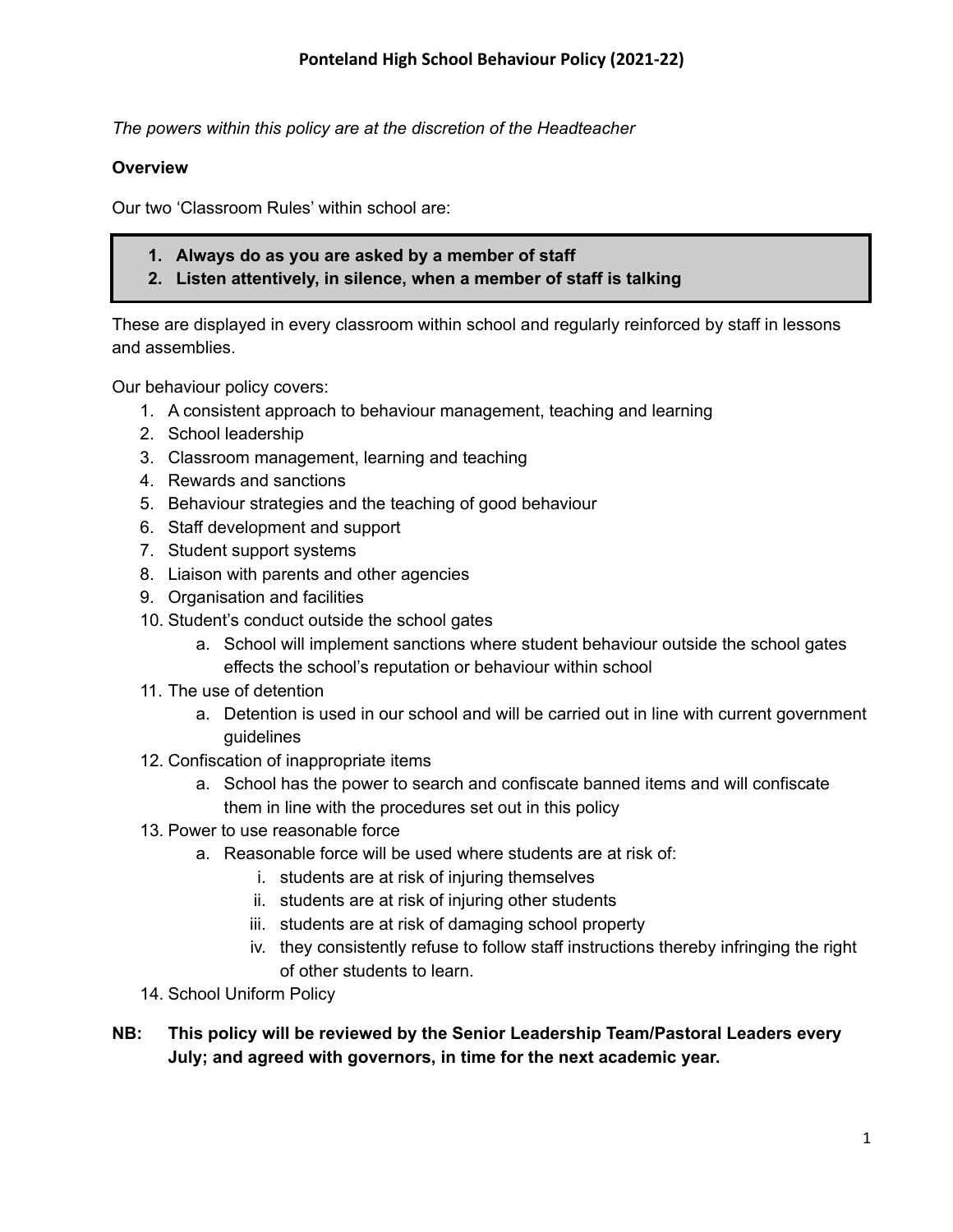# Ponteland High School Behaviour Policy (2021-22)

*The powers within this policy are at the discretion of the Headteacher*

**Overview**

Our two 'Classroom Rules' within school are:

> 1. **Always do as you are asked by a member of staff**
> 2. **Listen attentively, in silence, when a member of staff is talking**

These are displayed in every classroom within school and regularly reinforced by staff in lessons and assemblies.

Our behaviour policy covers:

1. A consistent approach to behaviour management, teaching and learning
2. School leadership
3. Classroom management, learning and teaching
4. Rewards and sanctions
5. Behaviour strategies and the teaching of good behaviour
6. Staff development and support
7. Student support systems
8. Liaison with parents and other agencies
9. Organisation and facilities
10. Student's conduct outside the school gates
    a. School will implement sanctions where student behaviour outside the school gates effects the school's reputation or behaviour within school
11. The use of detention
    a. Detention is used in our school and will be carried out in line with current government guidelines
12. Confiscation of inappropriate items
    a. School has the power to search and confiscate banned items and will confiscate them in line with the procedures set out in this policy
13. Power to use reasonable force
    a. Reasonable force will be used where students are at risk of:
        i. students are at risk of injuring themselves
        ii. students are at risk of injuring other students
        iii. students are at risk of damaging school property
        iv. they consistently refuse to follow staff instructions thereby infringing the right of other students to learn.
14. School Uniform Policy

**NB: This policy will be reviewed by the Senior Leadership Team/Pastoral Leaders every July; and agreed with governors, in time for the next academic year.**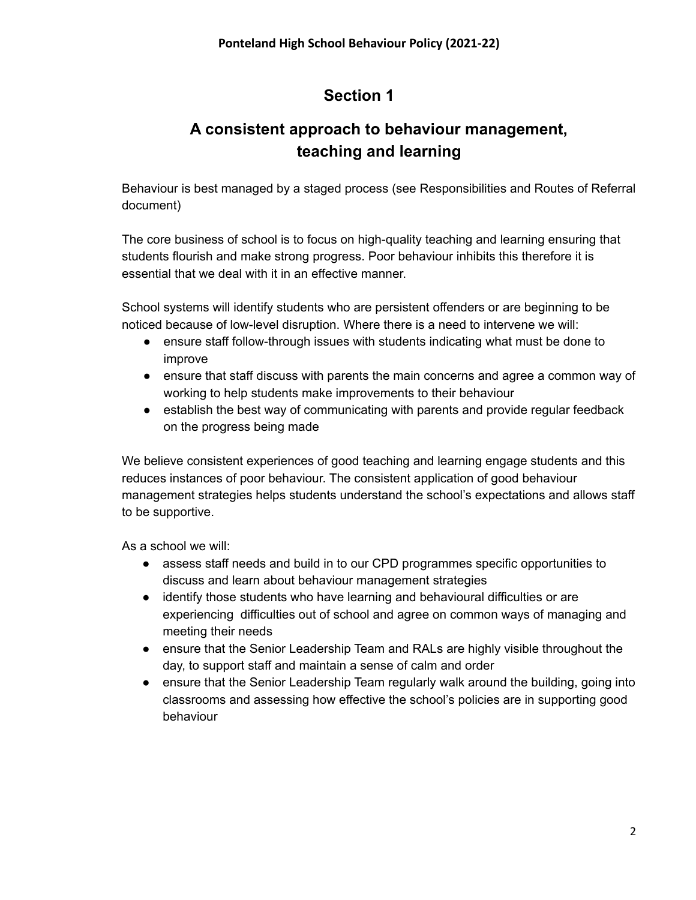## Section 1

## A consistent approach to behaviour management, teaching and learning

Behaviour is best managed by a staged process (see Responsibilities and Routes of Referral document)

The core business of school is to focus on high-quality teaching and learning ensuring that students flourish and make strong progress. Poor behaviour inhibits this therefore it is essential that we deal with it in an effective manner.

School systems will identify students who are persistent offenders or are beginning to be noticed because of low-level disruption. Where there is a need to intervene we will:

- ensure staff follow-through issues with students indicating what must be done to improve
- ensure that staff discuss with parents the main concerns and agree a common way of working to help students make improvements to their behaviour
- establish the best way of communicating with parents and provide regular feedback on the progress being made

We believe consistent experiences of good teaching and learning engage students and this reduces instances of poor behaviour. The consistent application of good behaviour management strategies helps students understand the school's expectations and allows staff to be supportive.

As a school we will:

- assess staff needs and build in to our CPD programmes specific opportunities to discuss and learn about behaviour management strategies
- identify those students who have learning and behavioural difficulties or are experiencing difficulties out of school and agree on common ways of managing and meeting their needs
- ensure that the Senior Leadership Team and RALs are highly visible throughout the day, to support staff and maintain a sense of calm and order
- ensure that the Senior Leadership Team regularly walk around the building, going into classrooms and assessing how effective the school's policies are in supporting good behaviour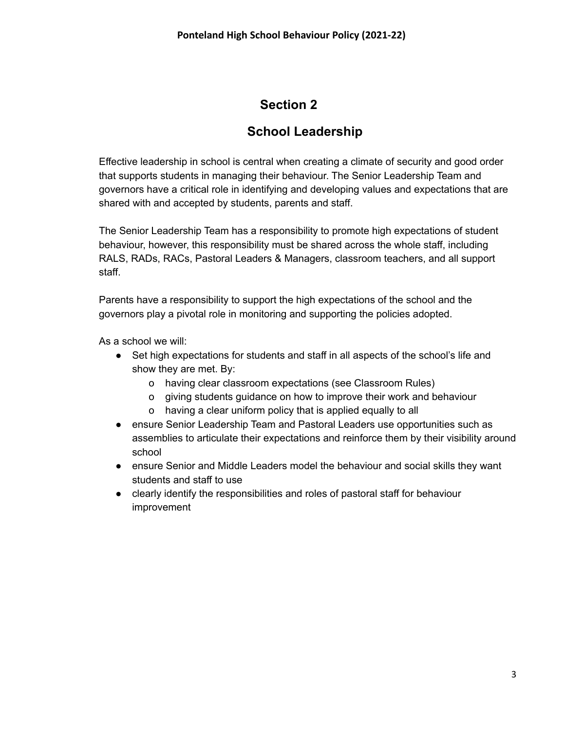# Section 2

## School Leadership

Effective leadership in school is central when creating a climate of security and good order that supports students in managing their behaviour. The Senior Leadership Team and governors have a critical role in identifying and developing values and expectations that are shared with and accepted by students, parents and staff.

The Senior Leadership Team has a responsibility to promote high expectations of student behaviour, however, this responsibility must be shared across the whole staff, including RALS, RADs, RACs, Pastoral Leaders & Managers, classroom teachers, and all support staff.

Parents have a responsibility to support the high expectations of the school and the governors play a pivotal role in monitoring and supporting the policies adopted.

As a school we will:

- Set high expectations for students and staff in all aspects of the school's life and show they are met. By:
  - having clear classroom expectations (see Classroom Rules)
  - giving students guidance on how to improve their work and behaviour
  - having a clear uniform policy that is applied equally to all
- ensure Senior Leadership Team and Pastoral Leaders use opportunities such as assemblies to articulate their expectations and reinforce them by their visibility around school
- ensure Senior and Middle Leaders model the behaviour and social skills they want students and staff to use
- clearly identify the responsibilities and roles of pastoral staff for behaviour improvement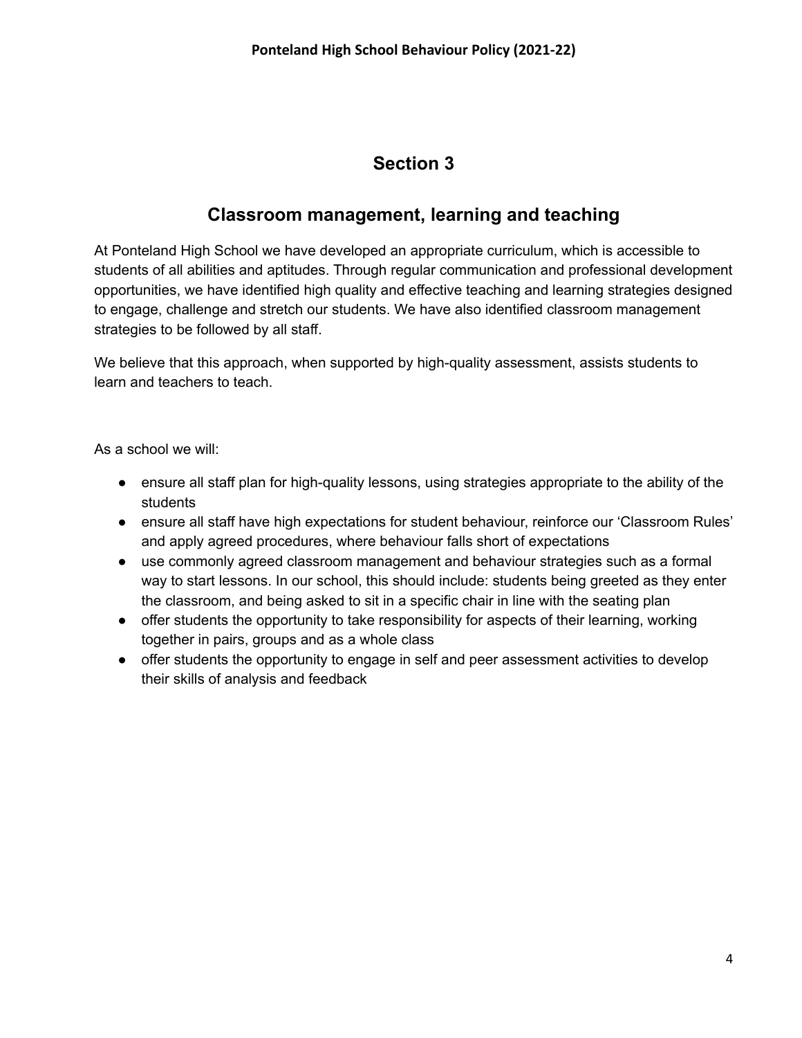# Section 3

## Classroom management, learning and teaching

At Ponteland High School we have developed an appropriate curriculum, which is accessible to students of all abilities and aptitudes. Through regular communication and professional development opportunities, we have identified high quality and effective teaching and learning strategies designed to engage, challenge and stretch our students. We have also identified classroom management strategies to be followed by all staff.

We believe that this approach, when supported by high-quality assessment, assists students to learn and teachers to teach.

As a school we will:

- ensure all staff plan for high-quality lessons, using strategies appropriate to the ability of the students
- ensure all staff have high expectations for student behaviour, reinforce our 'Classroom Rules' and apply agreed procedures, where behaviour falls short of expectations
- use commonly agreed classroom management and behaviour strategies such as a formal way to start lessons. In our school, this should include: students being greeted as they enter the classroom, and being asked to sit in a specific chair in line with the seating plan
- offer students the opportunity to take responsibility for aspects of their learning, working together in pairs, groups and as a whole class
- offer students the opportunity to engage in self and peer assessment activities to develop their skills of analysis and feedback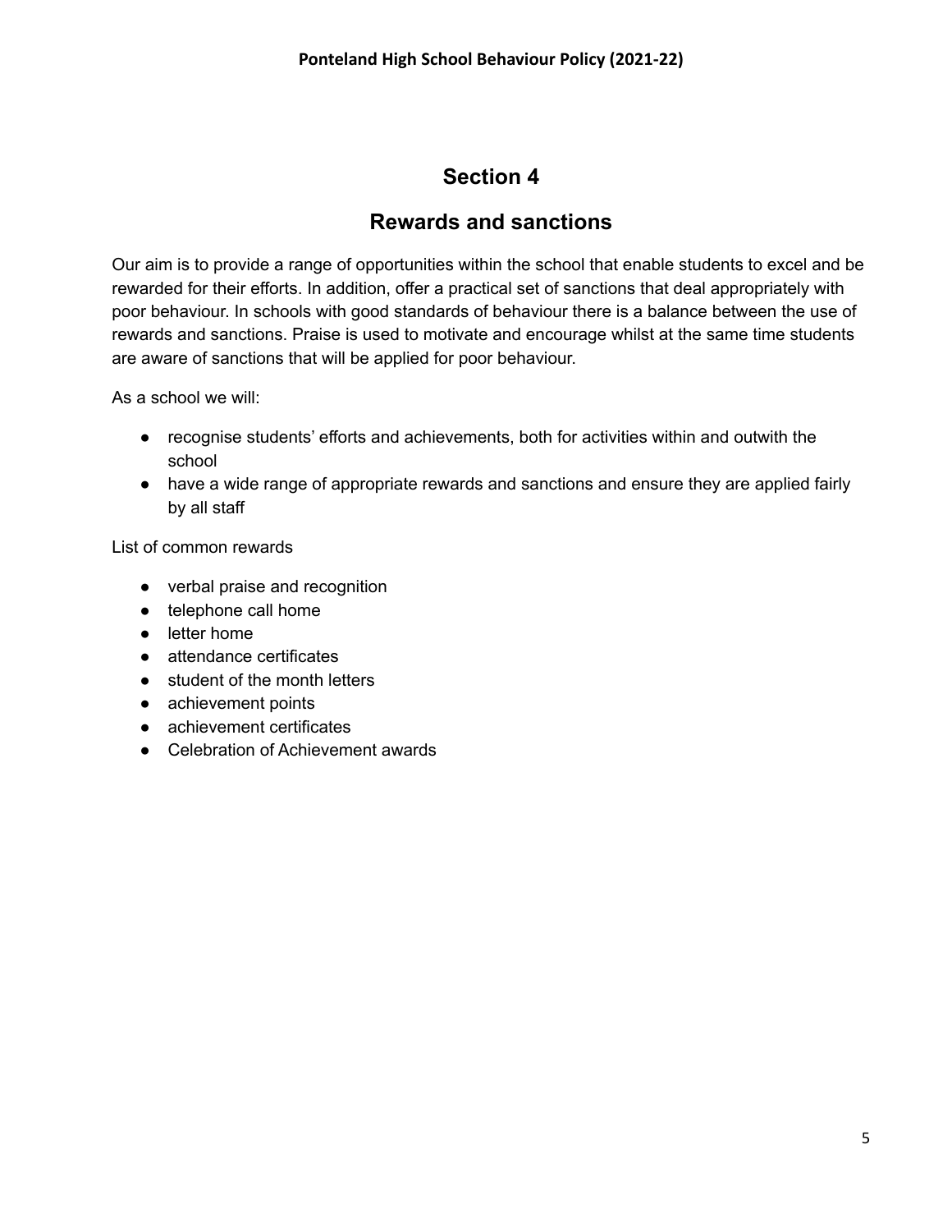## Section 4

## Rewards and sanctions

Our aim is to provide a range of opportunities within the school that enable students to excel and be rewarded for their efforts. In addition, offer a practical set of sanctions that deal appropriately with poor behaviour. In schools with good standards of behaviour there is a balance between the use of rewards and sanctions. Praise is used to motivate and encourage whilst at the same time students are aware of sanctions that will be applied for poor behaviour.

As a school we will:

- recognise students' efforts and achievements, both for activities within and outwith the school
- have a wide range of appropriate rewards and sanctions and ensure they are applied fairly by all staff

List of common rewards

- verbal praise and recognition
- telephone call home
- letter home
- attendance certificates
- student of the month letters
- achievement points
- achievement certificates
- Celebration of Achievement awards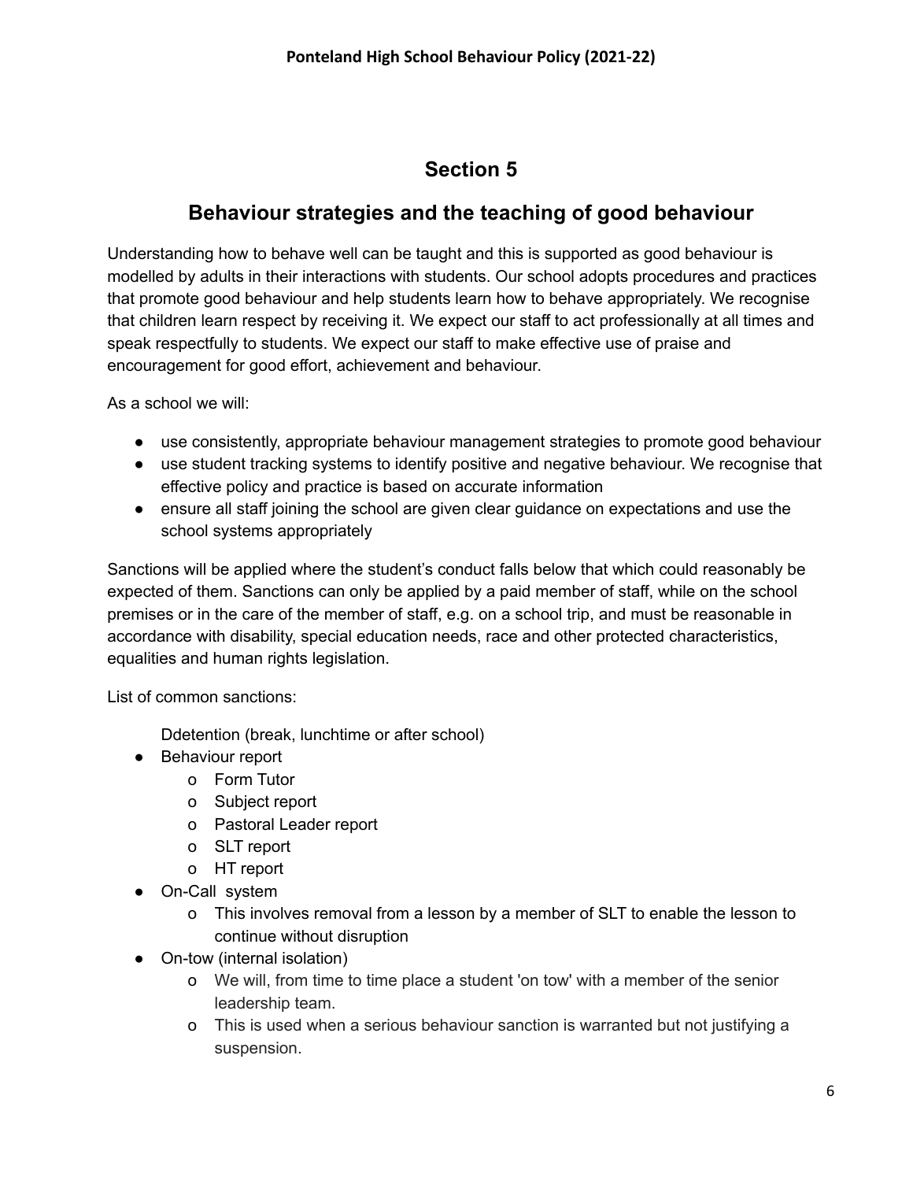## Section 5

## Behaviour strategies and the teaching of good behaviour

Understanding how to behave well can be taught and this is supported as good behaviour is modelled by adults in their interactions with students. Our school adopts procedures and practices that promote good behaviour and help students learn how to behave appropriately. We recognise that children learn respect by receiving it. We expect our staff to act professionally at all times and speak respectfully to students. We expect our staff to make effective use of praise and encouragement for good effort, achievement and behaviour.

As a school we will:

- use consistently, appropriate behaviour management strategies to promote good behaviour
- use student tracking systems to identify positive and negative behaviour. We recognise that effective policy and practice is based on accurate information
- ensure all staff joining the school are given clear guidance on expectations and use the school systems appropriately

Sanctions will be applied where the student's conduct falls below that which could reasonably be expected of them. Sanctions can only be applied by a paid member of staff, while on the school premises or in the care of the member of staff, e.g. on a school trip, and must be reasonable in accordance with disability, special education needs, race and other protected characteristics, equalities and human rights legislation.

List of common sanctions:

Ddetention (break, lunchtime or after school)

- Behaviour report
  - Form Tutor
  - Subject report
  - Pastoral Leader report
  - SLT report
  - HT report
- On-Call system
  - This involves removal from a lesson by a member of SLT to enable the lesson to continue without disruption
- On-tow (internal isolation)
  - We will, from time to time place a student 'on tow' with a member of the senior leadership team.
  - This is used when a serious behaviour sanction is warranted but not justifying a suspension.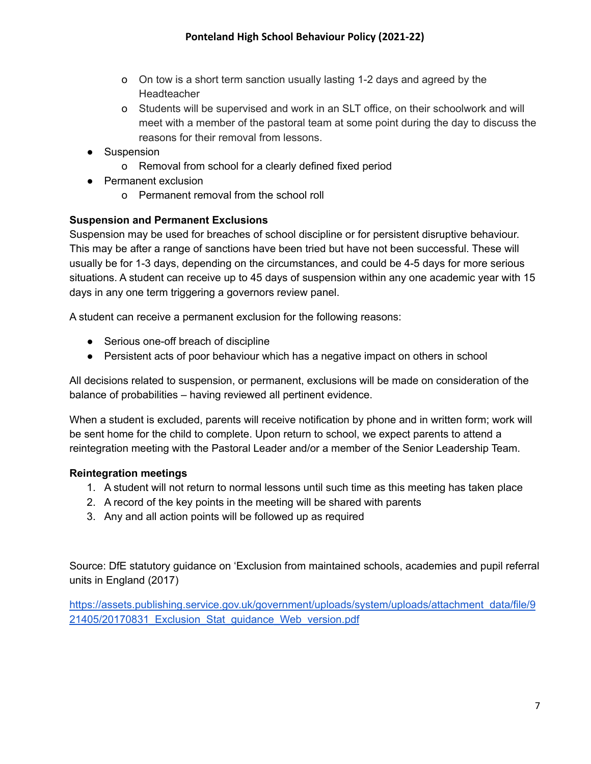- On tow is a short term sanction usually lasting 1-2 days and agreed by the Headteacher
  - Students will be supervised and work in an SLT office, on their schoolwork and will meet with a member of the pastoral team at some point during the day to discuss the reasons for their removal from lessons.
- Suspension
  - Removal from school for a clearly defined fixed period
- Permanent exclusion
  - Permanent removal from the school roll

**Suspension and Permanent Exclusions**

Suspension may be used for breaches of school discipline or for persistent disruptive behaviour. This may be after a range of sanctions have been tried but have not been successful. These will usually be for 1-3 days, depending on the circumstances, and could be 4-5 days for more serious situations. A student can receive up to 45 days of suspension within any one academic year with 15 days in any one term triggering a governors review panel.

A student can receive a permanent exclusion for the following reasons:

- Serious one-off breach of discipline
- Persistent acts of poor behaviour which has a negative impact on others in school

All decisions related to suspension, or permanent, exclusions will be made on consideration of the balance of probabilities – having reviewed all pertinent evidence.

When a student is excluded, parents will receive notification by phone and in written form; work will be sent home for the child to complete. Upon return to school, we expect parents to attend a reintegration meeting with the Pastoral Leader and/or a member of the Senior Leadership Team.

**Reintegration meetings**

1. A student will not return to normal lessons until such time as this meeting has taken place
2. A record of the key points in the meeting will be shared with parents
3. Any and all action points will be followed up as required

Source: DfE statutory guidance on 'Exclusion from maintained schools, academies and pupil referral units in England (2017)

https://assets.publishing.service.gov.uk/government/uploads/system/uploads/attachment_data/file/921405/20170831_Exclusion_Stat_guidance_Web_version.pdf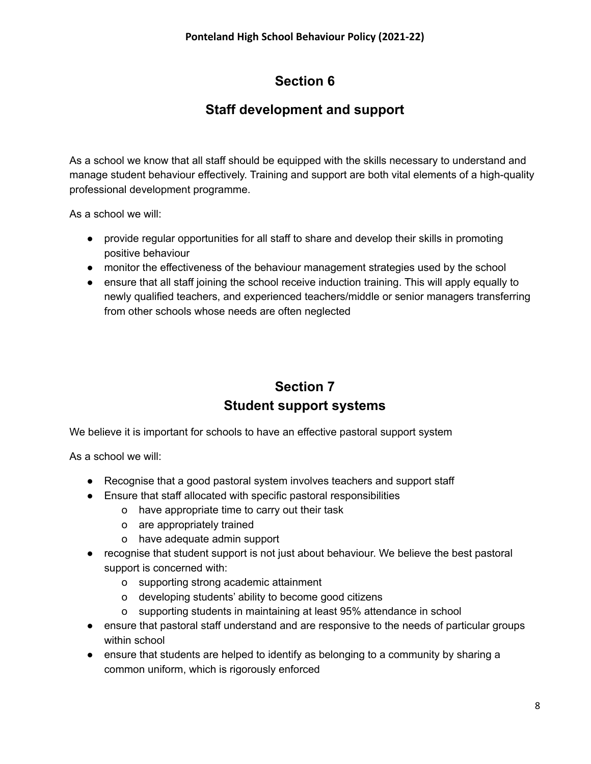# Section 6

## Staff development and support

As a school we know that all staff should be equipped with the skills necessary to understand and manage student behaviour effectively. Training and support are both vital elements of a high-quality professional development programme.

As a school we will:

- provide regular opportunities for all staff to share and develop their skills in promoting positive behaviour
- monitor the effectiveness of the behaviour management strategies used by the school
- ensure that all staff joining the school receive induction training. This will apply equally to newly qualified teachers, and experienced teachers/middle or senior managers transferring from other schools whose needs are often neglected

# Section 7

## Student support systems

We believe it is important for schools to have an effective pastoral support system

As a school we will:

- Recognise that a good pastoral system involves teachers and support staff
- Ensure that staff allocated with specific pastoral responsibilities
    - have appropriate time to carry out their task
    - are appropriately trained
    - have adequate admin support
- recognise that student support is not just about behaviour. We believe the best pastoral support is concerned with:
    - supporting strong academic attainment
    - developing students' ability to become good citizens
    - supporting students in maintaining at least 95% attendance in school
- ensure that pastoral staff understand and are responsive to the needs of particular groups within school
- ensure that students are helped to identify as belonging to a community by sharing a common uniform, which is rigorously enforced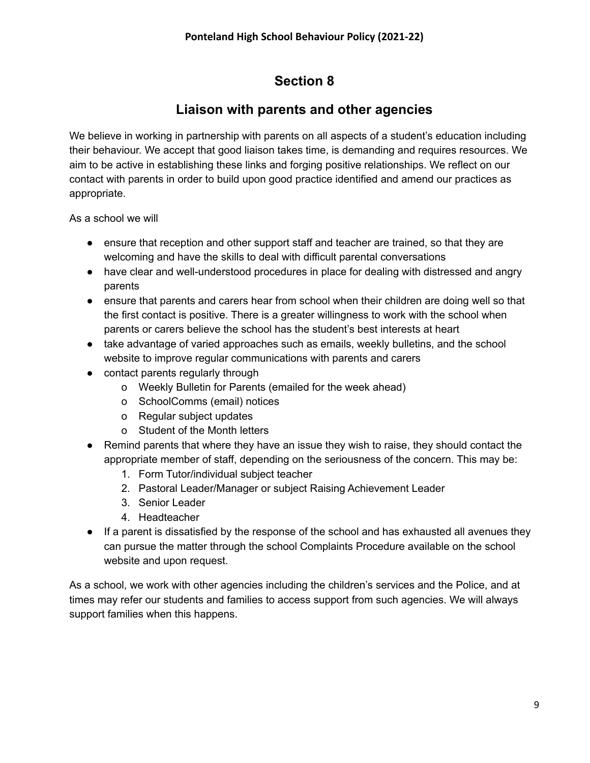# Section 8

## Liaison with parents and other agencies

We believe in working in partnership with parents on all aspects of a student's education including their behaviour. We accept that good liaison takes time, is demanding and requires resources. We aim to be active in establishing these links and forging positive relationships. We reflect on our contact with parents in order to build upon good practice identified and amend our practices as appropriate.

As a school we will

- ensure that reception and other support staff and teacher are trained, so that they are welcoming and have the skills to deal with difficult parental conversations
- have clear and well-understood procedures in place for dealing with distressed and angry parents
- ensure that parents and carers hear from school when their children are doing well so that the first contact is positive. There is a greater willingness to work with the school when parents or carers believe the school has the student's best interests at heart
- take advantage of varied approaches such as emails, weekly bulletins, and the school website to improve regular communications with parents and carers
- contact parents regularly through
    - Weekly Bulletin for Parents (emailed for the week ahead)
    - SchoolComms (email) notices
    - Regular subject updates
    - Student of the Month letters
- Remind parents that where they have an issue they wish to raise, they should contact the appropriate member of staff, depending on the seriousness of the concern. This may be:
    1. Form Tutor/individual subject teacher
    2. Pastoral Leader/Manager or subject Raising Achievement Leader
    3. Senior Leader
    4. Headteacher
- If a parent is dissatisfied by the response of the school and has exhausted all avenues they can pursue the matter through the school Complaints Procedure available on the school website and upon request.

As a school, we work with other agencies including the children's services and the Police, and at times may refer our students and families to access support from such agencies. We will always support families when this happens.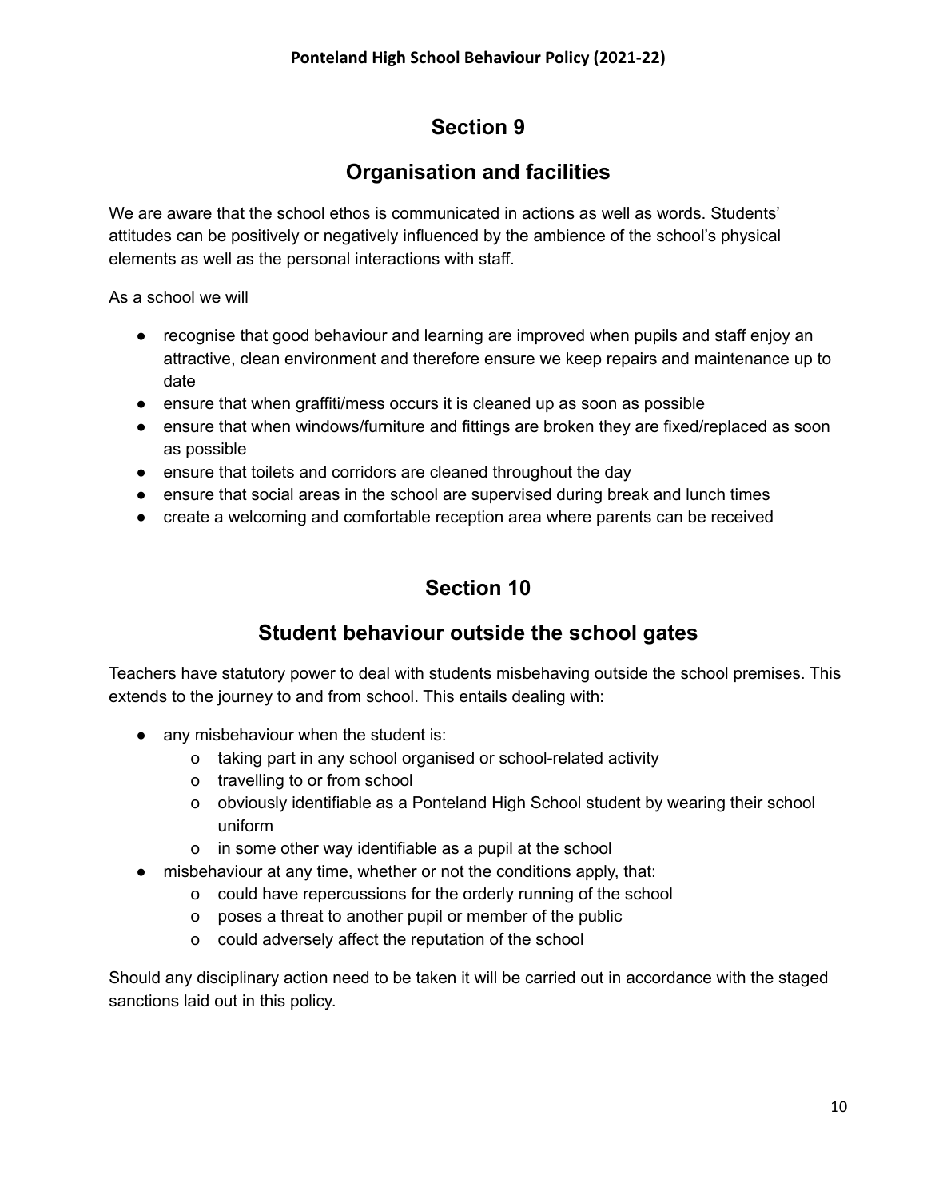## Section 9

## Organisation and facilities

We are aware that the school ethos is communicated in actions as well as words. Students' attitudes can be positively or negatively influenced by the ambience of the school's physical elements as well as the personal interactions with staff.

As a school we will

- recognise that good behaviour and learning are improved when pupils and staff enjoy an attractive, clean environment and therefore ensure we keep repairs and maintenance up to date
- ensure that when graffiti/mess occurs it is cleaned up as soon as possible
- ensure that when windows/furniture and fittings are broken they are fixed/replaced as soon as possible
- ensure that toilets and corridors are cleaned throughout the day
- ensure that social areas in the school are supervised during break and lunch times
- create a welcoming and comfortable reception area where parents can be received

## Section 10

## Student behaviour outside the school gates

Teachers have statutory power to deal with students misbehaving outside the school premises. This extends to the journey to and from school. This entails dealing with:

- any misbehaviour when the student is:
  - taking part in any school organised or school-related activity
  - travelling to or from school
  - obviously identifiable as a Ponteland High School student by wearing their school uniform
  - in some other way identifiable as a pupil at the school
- misbehaviour at any time, whether or not the conditions apply, that:
  - could have repercussions for the orderly running of the school
  - poses a threat to another pupil or member of the public
  - could adversely affect the reputation of the school

Should any disciplinary action need to be taken it will be carried out in accordance with the staged sanctions laid out in this policy.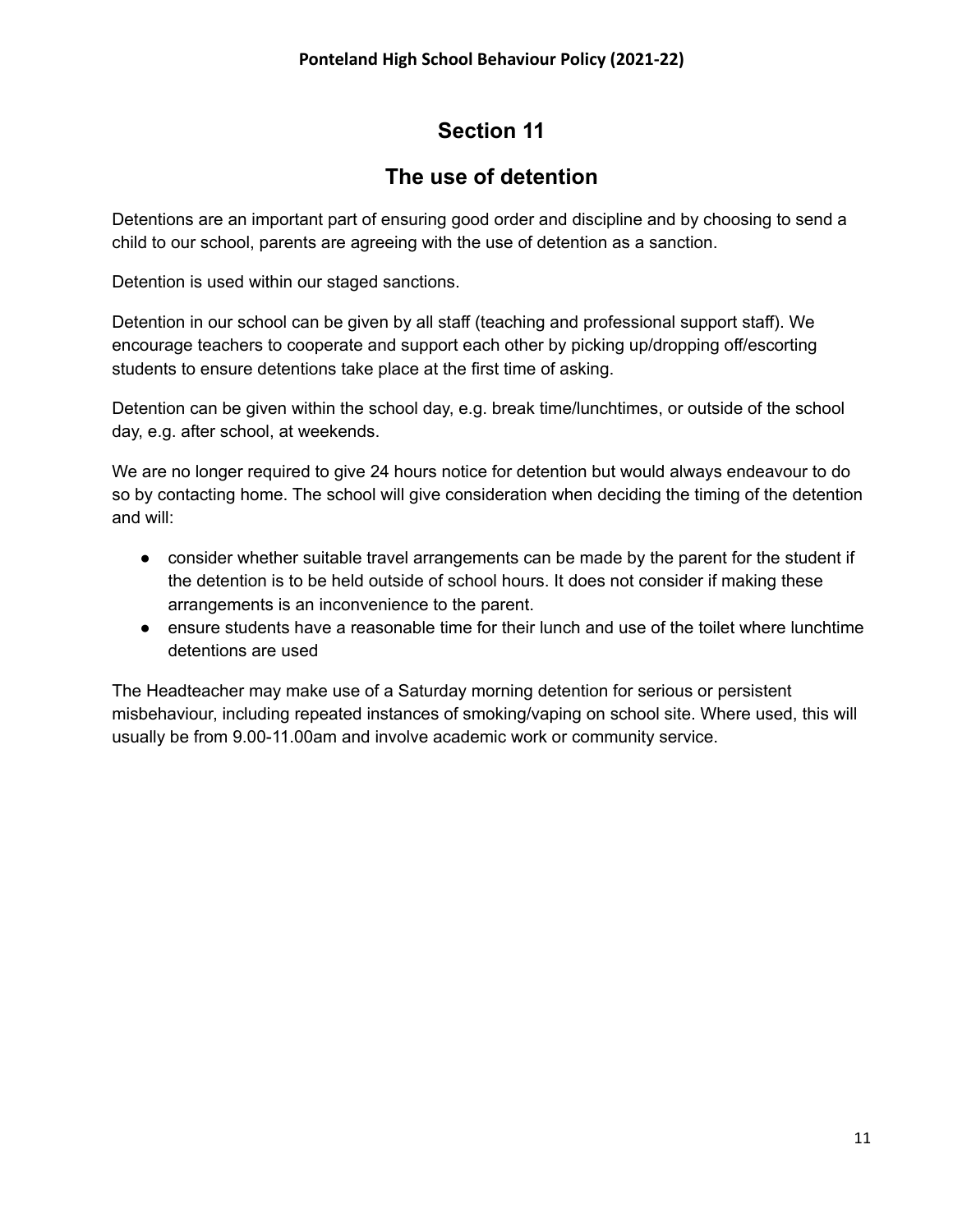## Section 11

## The use of detention

Detentions are an important part of ensuring good order and discipline and by choosing to send a child to our school, parents are agreeing with the use of detention as a sanction.

Detention is used within our staged sanctions.

Detention in our school can be given by all staff (teaching and professional support staff). We encourage teachers to cooperate and support each other by picking up/dropping off/escorting students to ensure detentions take place at the first time of asking.

Detention can be given within the school day, e.g. break time/lunchtimes, or outside of the school day, e.g. after school, at weekends.

We are no longer required to give 24 hours notice for detention but would always endeavour to do so by contacting home. The school will give consideration when deciding the timing of the detention and will:

- consider whether suitable travel arrangements can be made by the parent for the student if the detention is to be held outside of school hours. It does not consider if making these arrangements is an inconvenience to the parent.
- ensure students have a reasonable time for their lunch and use of the toilet where lunchtime detentions are used

The Headteacher may make use of a Saturday morning detention for serious or persistent misbehaviour, including repeated instances of smoking/vaping on school site. Where used, this will usually be from 9.00-11.00am and involve academic work or community service.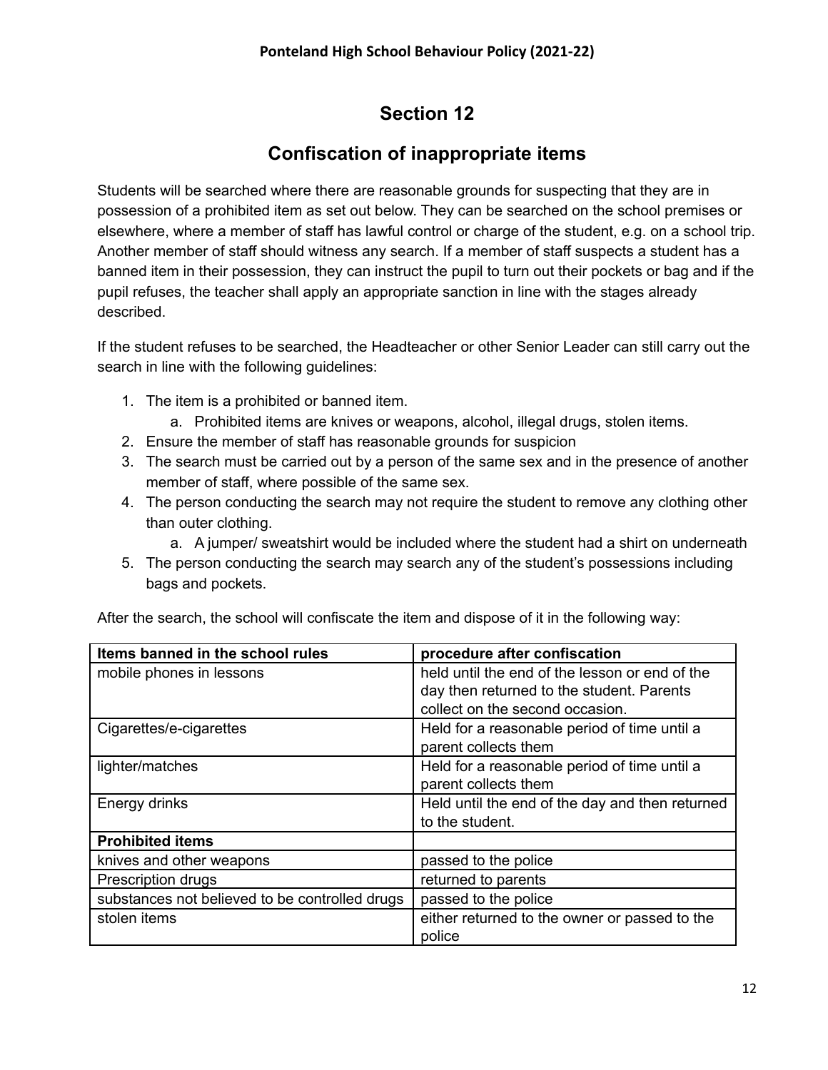# Section 12

## Confiscation of inappropriate items

Students will be searched where there are reasonable grounds for suspecting that they are in possession of a prohibited item as set out below. They can be searched on the school premises or elsewhere, where a member of staff has lawful control or charge of the student, e.g. on a school trip. Another member of staff should witness any search. If a member of staff suspects a student has a banned item in their possession, they can instruct the pupil to turn out their pockets or bag and if the pupil refuses, the teacher shall apply an appropriate sanction in line with the stages already described.

If the student refuses to be searched, the Headteacher or other Senior Leader can still carry out the search in line with the following guidelines:

1. The item is a prohibited or banned item.
    a. Prohibited items are knives or weapons, alcohol, illegal drugs, stolen items.
2. Ensure the member of staff has reasonable grounds for suspicion
3. The search must be carried out by a person of the same sex and in the presence of another member of staff, where possible of the same sex.
4. The person conducting the search may not require the student to remove any clothing other than outer clothing.
    a. A jumper/ sweatshirt would be included where the student had a shirt on underneath
5. The person conducting the search may search any of the student's possessions including bags and pockets.

After the search, the school will confiscate the item and dispose of it in the following way:

| **Items banned in the school rules** | **procedure after confiscation** |
|---|---|
| mobile phones in lessons | held until the end of the lesson or end of the day then returned to the student. Parents collect on the second occasion. |
| Cigarettes/e-cigarettes | Held for a reasonable period of time until a parent collects them |
| lighter/matches | Held for a reasonable period of time until a parent collects them |
| Energy drinks | Held until the end of the day and then returned to the student. |
| **Prohibited items** | |
| knives and other weapons | passed to the police |
| Prescription drugs | returned to parents |
| substances not believed to be controlled drugs | passed to the police |
| stolen items | either returned to the owner or passed to the police |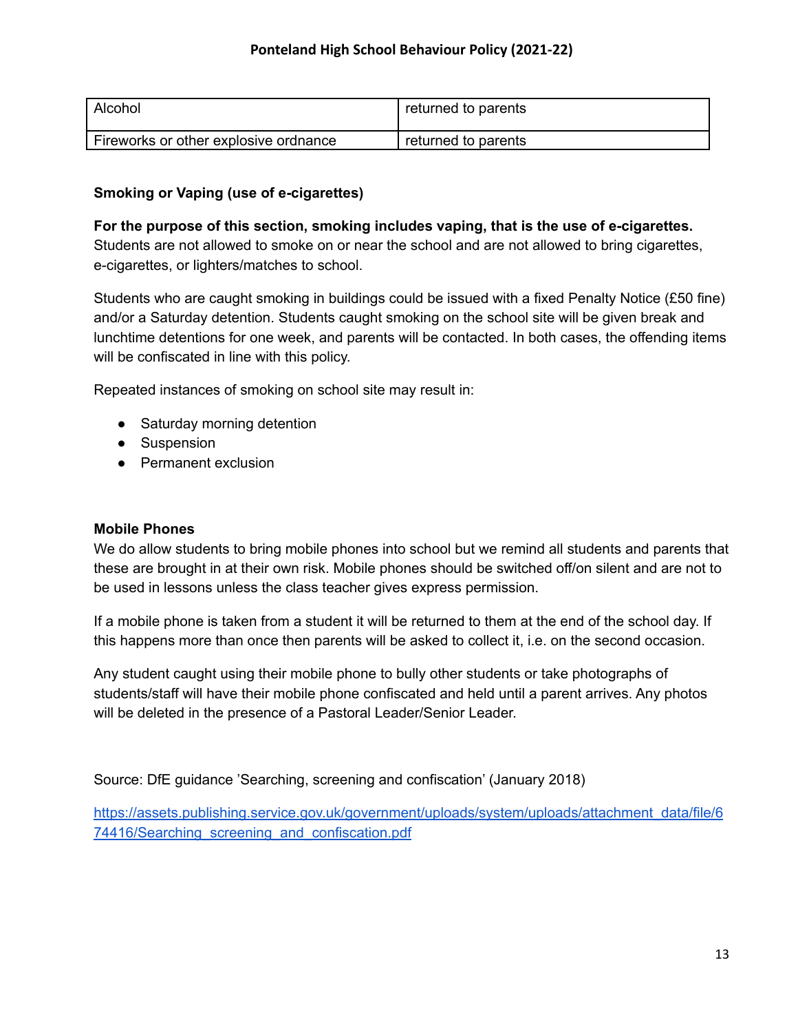| Alcohol | returned to parents |
|---|---|
| Fireworks or other explosive ordnance | returned to parents |

**Smoking or Vaping (use of e-cigarettes)**

**For the purpose of this section, smoking includes vaping, that is the use of e-cigarettes.** Students are not allowed to smoke on or near the school and are not allowed to bring cigarettes, e-cigarettes, or lighters/matches to school.

Students who are caught smoking in buildings could be issued with a fixed Penalty Notice (£50 fine) and/or a Saturday detention. Students caught smoking on the school site will be given break and lunchtime detentions for one week, and parents will be contacted. In both cases, the offending items will be confiscated in line with this policy.

Repeated instances of smoking on school site may result in:

- Saturday morning detention
- Suspension
- Permanent exclusion

**Mobile Phones**

We do allow students to bring mobile phones into school but we remind all students and parents that these are brought in at their own risk. Mobile phones should be switched off/on silent and are not to be used in lessons unless the class teacher gives express permission.

If a mobile phone is taken from a student it will be returned to them at the end of the school day. If this happens more than once then parents will be asked to collect it, i.e. on the second occasion.

Any student caught using their mobile phone to bully other students or take photographs of students/staff will have their mobile phone confiscated and held until a parent arrives. Any photos will be deleted in the presence of a Pastoral Leader/Senior Leader.

Source: DfE guidance 'Searching, screening and confiscation' (January 2018)

[https://assets.publishing.service.gov.uk/government/uploads/system/uploads/attachment_data/file/674416/Searching_screening_and_confiscation.pdf](https://assets.publishing.service.gov.uk/government/uploads/system/uploads/attachment_data/file/674416/Searching_screening_and_confiscation.pdf)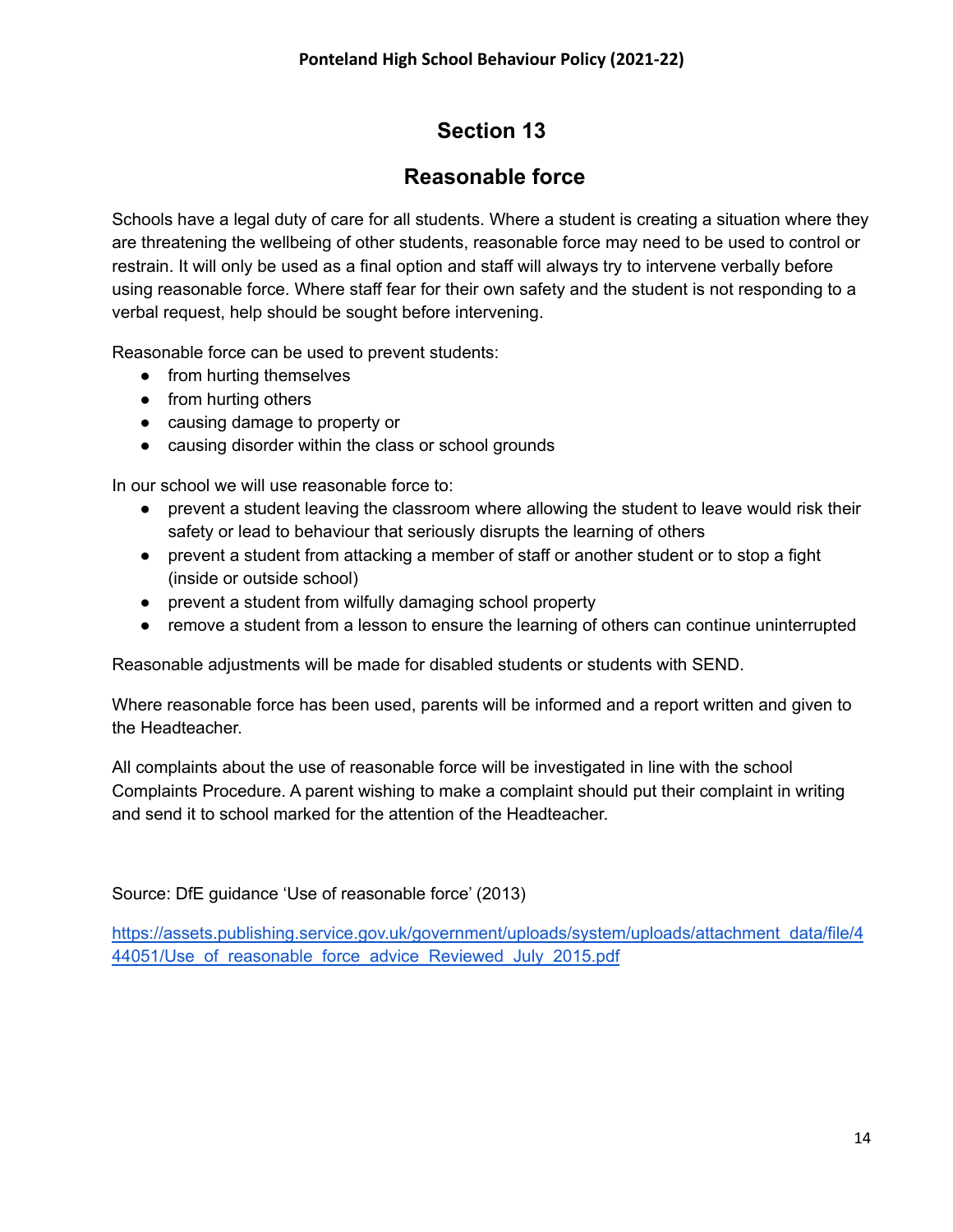# Section 13

## Reasonable force

Schools have a legal duty of care for all students. Where a student is creating a situation where they are threatening the wellbeing of other students, reasonable force may need to be used to control or restrain. It will only be used as a final option and staff will always try to intervene verbally before using reasonable force. Where staff fear for their own safety and the student is not responding to a verbal request, help should be sought before intervening.

Reasonable force can be used to prevent students:

- from hurting themselves
- from hurting others
- causing damage to property or
- causing disorder within the class or school grounds

In our school we will use reasonable force to:

- prevent a student leaving the classroom where allowing the student to leave would risk their safety or lead to behaviour that seriously disrupts the learning of others
- prevent a student from attacking a member of staff or another student or to stop a fight (inside or outside school)
- prevent a student from wilfully damaging school property
- remove a student from a lesson to ensure the learning of others can continue uninterrupted

Reasonable adjustments will be made for disabled students or students with SEND.

Where reasonable force has been used, parents will be informed and a report written and given to the Headteacher.

All complaints about the use of reasonable force will be investigated in line with the school Complaints Procedure. A parent wishing to make a complaint should put their complaint in writing and send it to school marked for the attention of the Headteacher.

Source: DfE guidance 'Use of reasonable force' (2013)

[https://assets.publishing.service.gov.uk/government/uploads/system/uploads/attachment_data/file/444051/Use_of_reasonable_force_advice_Reviewed_July_2015.pdf](https://assets.publishing.service.gov.uk/government/uploads/system/uploads/attachment_data/file/444051/Use_of_reasonable_force_advice_Reviewed_July_2015.pdf)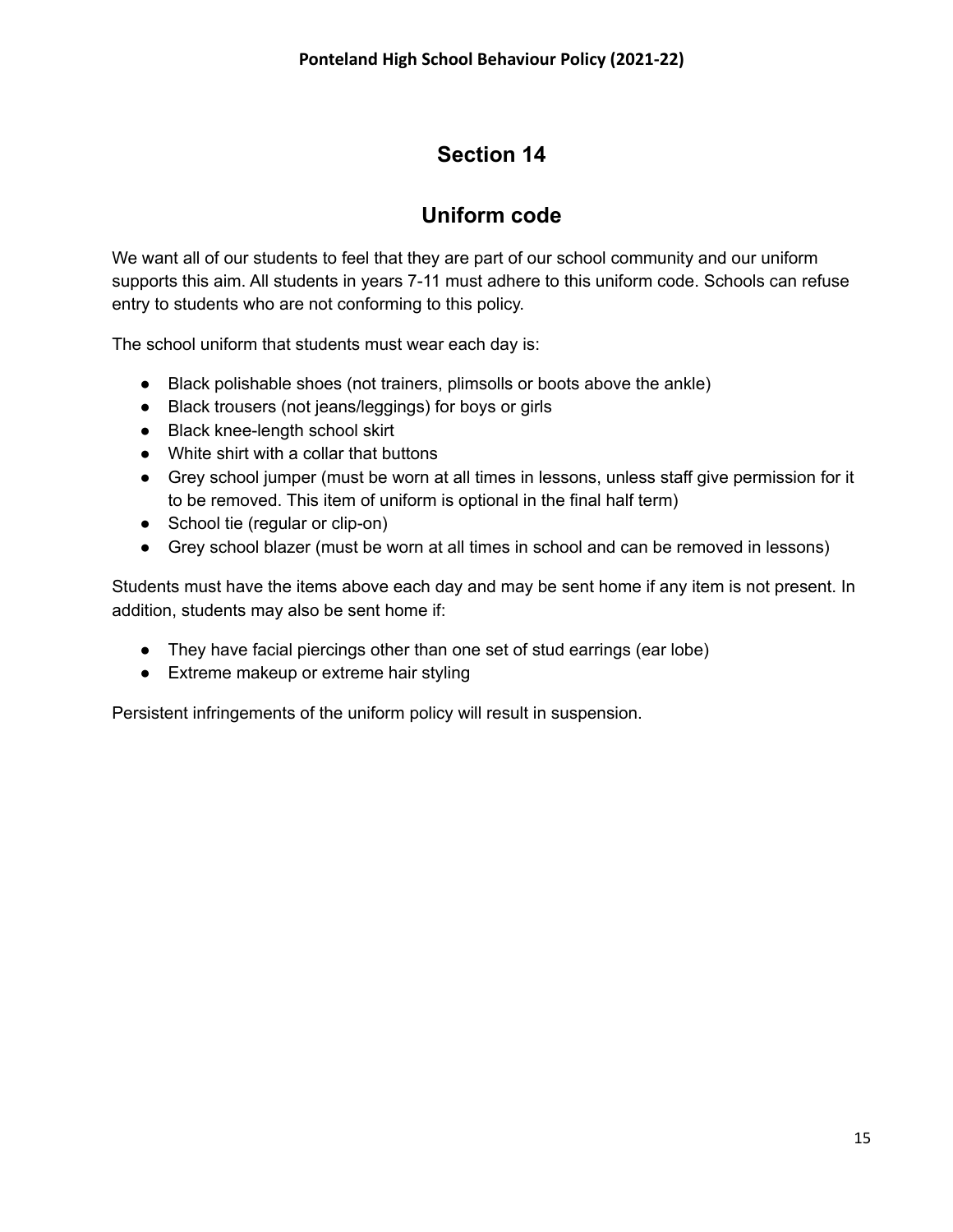# Section 14

## Uniform code

We want all of our students to feel that they are part of our school community and our uniform supports this aim. All students in years 7-11 must adhere to this uniform code. Schools can refuse entry to students who are not conforming to this policy.

The school uniform that students must wear each day is:

- Black polishable shoes (not trainers, plimsolls or boots above the ankle)
- Black trousers (not jeans/leggings) for boys or girls
- Black knee-length school skirt
- White shirt with a collar that buttons
- Grey school jumper (must be worn at all times in lessons, unless staff give permission for it to be removed. This item of uniform is optional in the final half term)
- School tie (regular or clip-on)
- Grey school blazer (must be worn at all times in school and can be removed in lessons)

Students must have the items above each day and may be sent home if any item is not present. In addition, students may also be sent home if:

- They have facial piercings other than one set of stud earrings (ear lobe)
- Extreme makeup or extreme hair styling

Persistent infringements of the uniform policy will result in suspension.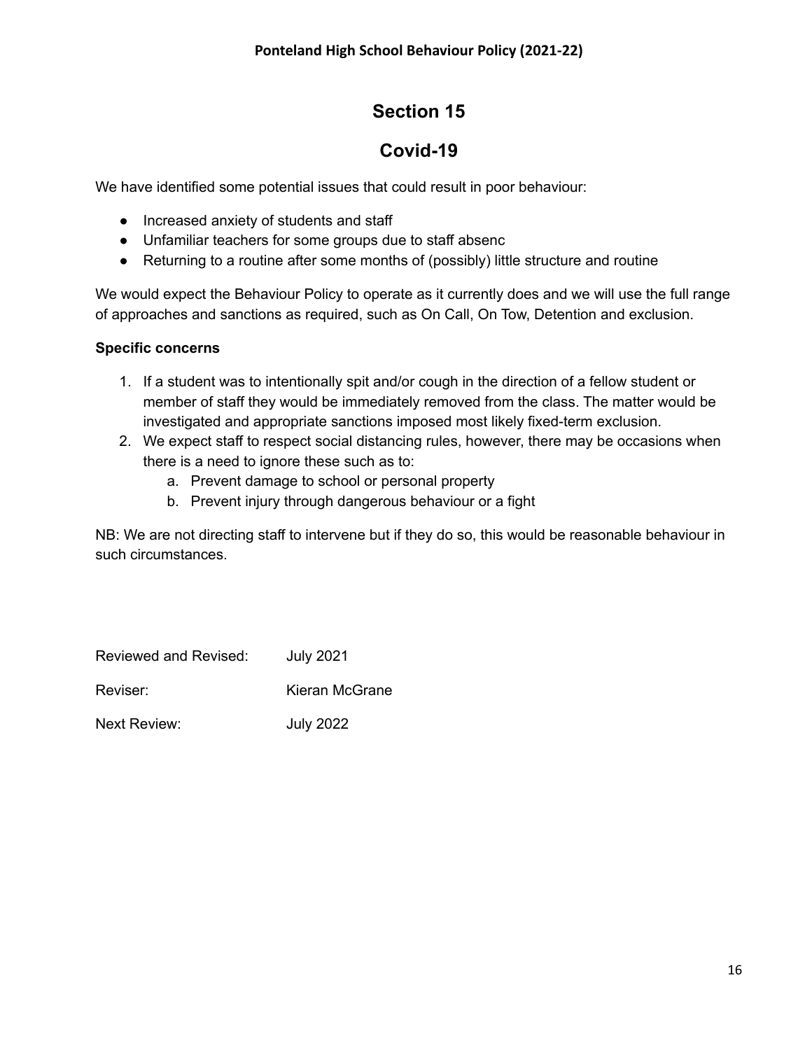# Section 15

# Covid-19

We have identified some potential issues that could result in poor behaviour:

- Increased anxiety of students and staff
- Unfamiliar teachers for some groups due to staff absenc
- Returning to a routine after some months of (possibly) little structure and routine

We would expect the Behaviour Policy to operate as it currently does and we will use the full range of approaches and sanctions as required, such as On Call, On Tow, Detention and exclusion.

**Specific concerns**

1. If a student was to intentionally spit and/or cough in the direction of a fellow student or member of staff they would be immediately removed from the class. The matter would be investigated and appropriate sanctions imposed most likely fixed-term exclusion.
2. We expect staff to respect social distancing rules, however, there may be occasions when there is a need to ignore these such as to:
    a. Prevent damage to school or personal property
    b. Prevent injury through dangerous behaviour or a fight

NB: We are not directing staff to intervene but if they do so, this would be reasonable behaviour in such circumstances.

| | |
|---|---|
| Reviewed and Revised: | July 2021 |
| Reviser: | Kieran McGrane |
| Next Review: | July 2022 |